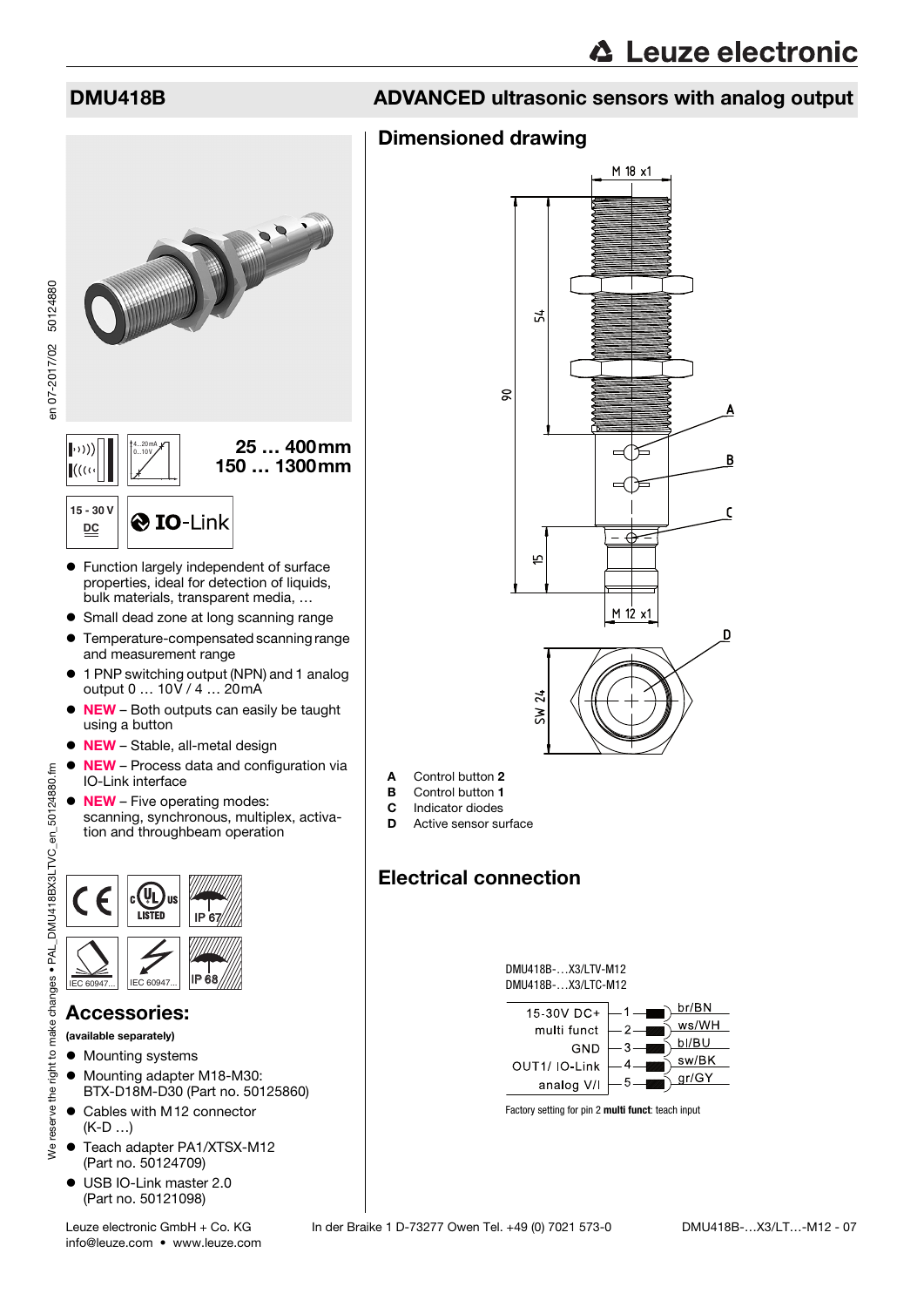# DMU418B

## ADVANCED ultrasonic sensors with analog output

25 … 400 mm
150 … 1300 mm

15 - 30 V DC

IO-Link

- Function largely independent of surface properties, ideal for detection of liquids, bulk materials, transparent media, …
- Small dead zone at long scanning range
- Temperature-compensated scanning range and measurement range
- 1 PNP switching output (NPN) and 1 analog output 0 … 10 V / 4 … 20 mA
- **NEW** – Both outputs can easily be taught using a button
- **NEW** – Stable, all-metal design
- **NEW** – Process data and configuration via IO-Link interface
- **NEW** – Five operating modes: scanning, synchronous, multiplex, activation and throughbeam operation

IP 67

IP 68

IEC 60947...

## Accessories:

**(available separately)**

- Mounting systems
- Mounting adapter M18-M30: BTX-D18M-D30 (Part no. 50125860)
- Cables with M12 connector (K-D …)
- Teach adapter PA1/XTSX-M12 (Part no. 50124709)
- USB IO-Link master 2.0 (Part no. 50121098)

## Dimensioned drawing

M 18 x1

54

90

15

M 12 x1

SW 24

**A** Control button **2**
**B** Control button **1**
**C** Indicator diodes
**D** Active sensor surface

## Electrical connection

DMU418B-…X3/LTV-M12
DMU418B-…X3/LTC-M12

| Function | Pin | Wire |
|---|---|---|
| 15-30V DC+ | 1 | br/BN |
| multi funct | 2 | ws/WH |
| GND | 3 | bl/BU |
| OUT1/ IO-Link | 4 | sw/BK |
| analog V/I | 5 | gr/GY |

Factory setting for pin 2 **multi funct**: teach input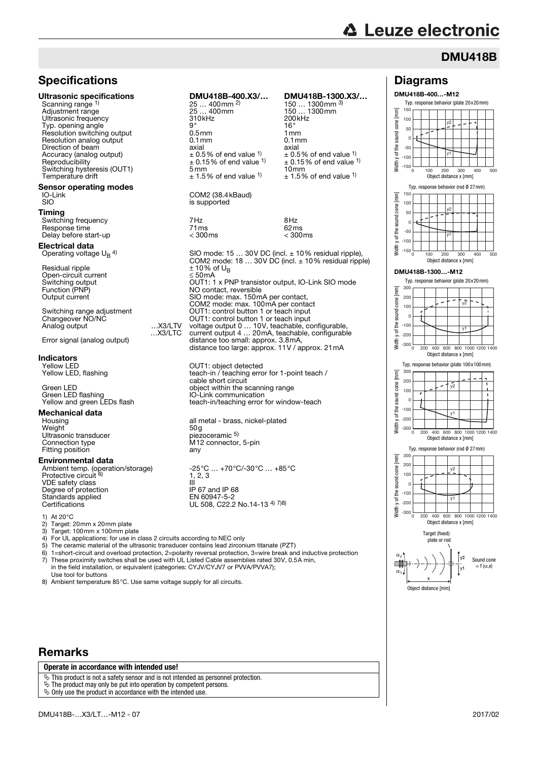# DMU418B

## Specifications

| | | DMU418B-400.X3/… | DMU418B-1300.X3/… |
|---|---|---|---|
| **Ultrasonic specifications** | | | |
| Scanning range [1] | | 25 … 400mm [2] | 150 … 1300mm [3] |
| Adjustment range | | 25 … 400mm | 150 … 1300mm |
| Ultrasonic frequency | | 310kHz | 200kHz |
| Typ. opening angle | | 9° | 16° |
| Resolution switching output | | 0.5mm | 1mm |
| Resolution analog output | | 0.1mm | 0.1mm |
| Direction of beam | | axial | axial |
| Accuracy (analog output) | | ± 0.5% of end value [1] | ± 0.5% of end value [1] |
| Reproducibility | | ± 0.15% of end value [1] | ± 0.15% of end value [1] |
| Switching hysteresis (OUT1) | | 5mm | 10mm |
| Temperature drift | | ± 1.5% of end value [1] | ± 1.5% of end value [1] |
| **Sensor operating modes** | | | |
| IO-Link | | COM2 (38.4kBaud) | |
| SIO | | is supported | |
| **Timing** | | | |
| Switching frequency | | 7Hz | 8Hz |
| Response time | | 71ms | 62ms |
| Delay before start-up | | < 300ms | < 300ms |
| **Electrical data** | | | |
| Operating voltage $U_B$ [4] | | SIO mode: 15 … 30V DC (incl. ± 10% residual ripple), COM2 mode: 18 … 30V DC (incl. ± 10% residual ripple) | |
| Residual ripple | | ± 10% of $U_B$ | |
| Open-circuit current | | ≤ 50mA | |
| Switching output | | OUT1: 1 x PNP transistor output, IO-Link SIO mode | |
| Function (PNP) | | NO contact, reversible | |
| Output current | | SIO mode: max. 150mA per contact, COM2 mode: max. 100mA per contact | |
| Switching range adjustment | | OUT1: control button 1 or teach input | |
| Changeover NO/NC | | OUT1: control button 1 or teach input | |
| Analog output | …X3/LTV | voltage output 0 … 10V, teachable, configurable | |
| | …X3/LTC | current output 4 … 20mA, teachable, configurable | |
| Error signal (analog output) | | distance too small: approx. 3.8mA, distance too large: approx. 11V / approx. 21mA | |
| **Indicators** | | | |
| Yellow LED | | OUT1: object detected | |
| Yellow LED, flashing | | teach-in / teaching error for 1-point teach / cable short circuit | |
| Green LED | | object within the scanning range | |
| Green LED flashing | | IO-Link communication | |
| Yellow and green LEDs flash | | teach-in/teaching error for window-teach | |
| **Mechanical data** | | | |
| Housing | | all metal - brass, nickel-plated | |
| Weight | | 50g | |
| Ultrasonic transducer | | piezoceramic [5] | |
| Connection type | | M12 connector, 5-pin | |
| Fitting position | | any | |
| **Environmental data** | | | |
| Ambient temp. (operation/storage) | | -25°C … +70°C/-30°C … +85°C | |
| Protective circuit [6] | | 1, 2, 3 | |
| VDE safety class | | III | |
| Degree of protection | | IP 67 and IP 68 | |
| Standards applied | | EN 60947-5-2 | |
| Certifications | | UL 508, C22.2 No.14-13 [4) 7)8)] | |

1) At 20°C
2) Target: 20mm x 20mm plate
3) Target: 100mm x 100mm plate
4) For UL applications: for use in class 2 circuits according to NEC only
5) The ceramic material of the ultrasonic transducer contains lead zirconium titanate (PZT)
6) 1=short-circuit and overload protection, 2=polarity reversal protection, 3=wire break and inductive protection
7) These proximity switches shall be used with UL Listed Cable assemblies rated 30V, 0.5A min, in the field installation, or equivalent (categories: CYJV/CYJV7 or PVVA/PVVA7); Use tool for buttons
8) Ambient temperature 85°C. Use same voltage supply for all circuits.

## Diagrams

**DMU418B-400…-M12**

Typ. response behavior (plate 20x20mm)

Typ. response behavior (rod Ø 27mm)

**DMU418B-1300…-M12**

Typ. response behavior (plate 20x20mm)

Typ. response behavior (plate 100x100mm)

Typ. response behavior (rod Ø 27mm)

Target (fixed): plate or rod

Sound cone = f (α,x)

Object distance [mm]

## Remarks

**Operate in accordance with intended use!**

- This product is not a safety sensor and is not intended as personnel protection.
- The product may only be put into operation by competent persons.
- Only use the product in accordance with the intended use.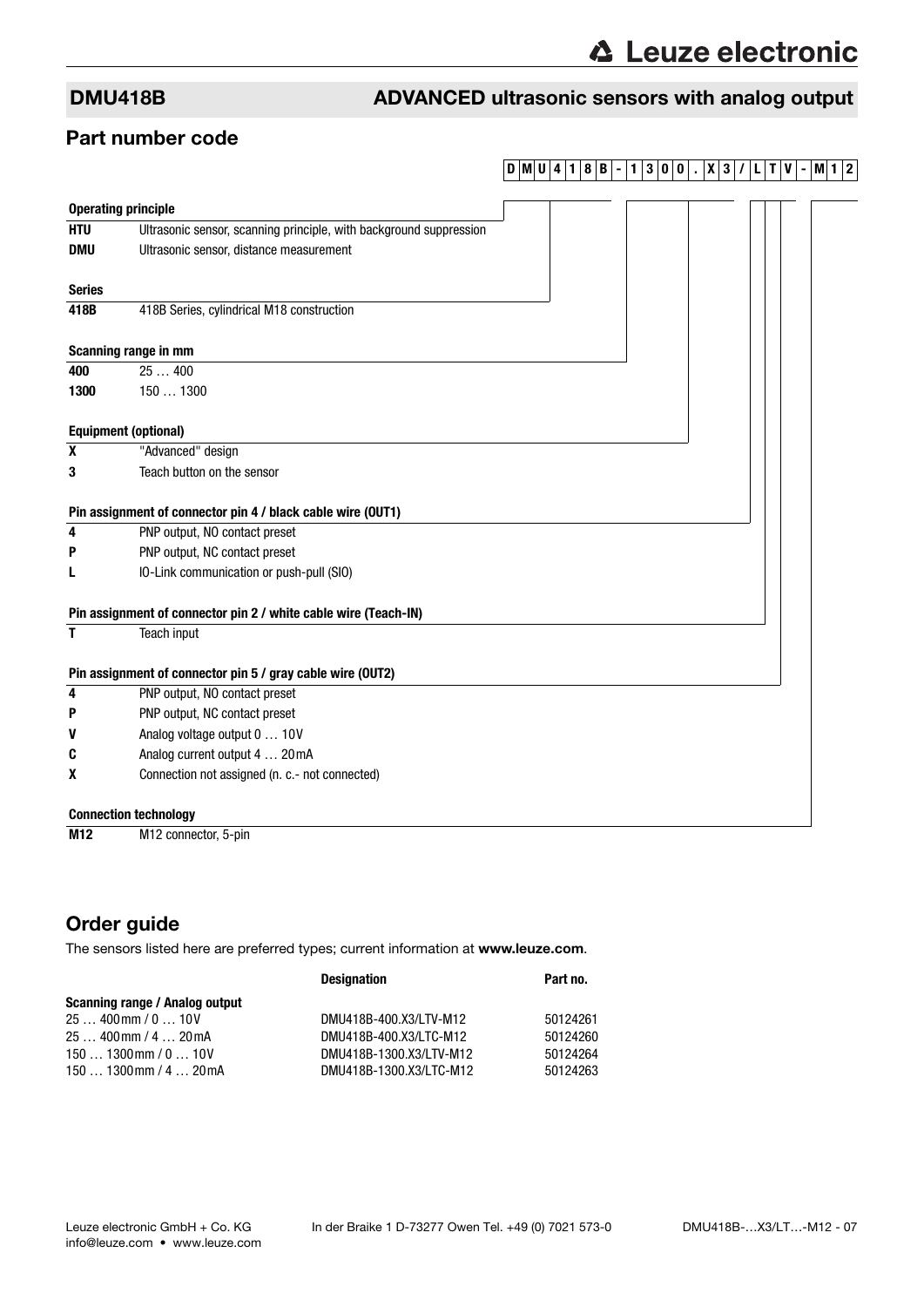## DMU418B ADVANCED ultrasonic sensors with analog output

## Part number code

**D M U 4 1 8 B - 1 3 0 0 . X 3 / L T V - M 1 2**

| **Operating principle** | |
|---|---|
| **HTU** | Ultrasonic sensor, scanning principle, with background suppression |
| **DMU** | Ultrasonic sensor, distance measurement |

| **Series** | |
|---|---|
| **418B** | 418B Series, cylindrical M18 construction |

| **Scanning range in mm** | |
|---|---|
| **400** | 25 … 400 |
| **1300** | 150 … 1300 |

| **Equipment (optional)** | |
|---|---|
| **X** | "Advanced" design |
| **3** | Teach button on the sensor |

| **Pin assignment of connector pin 4 / black cable wire (OUT1)** | |
|---|---|
| **4** | PNP output, NO contact preset |
| **P** | PNP output, NC contact preset |
| **L** | IO-Link communication or push-pull (SIO) |

| **Pin assignment of connector pin 2 / white cable wire (Teach-IN)** | |
|---|---|
| **T** | Teach input |

| **Pin assignment of connector pin 5 / gray cable wire (OUT2)** | |
|---|---|
| **4** | PNP output, NO contact preset |
| **P** | PNP output, NC contact preset |
| **V** | Analog voltage output 0 … 10V |
| **C** | Analog current output 4 … 20mA |
| **X** | Connection not assigned (n. c.- not connected) |

| **Connection technology** | |
|---|---|
| **M12** | M12 connector, 5-pin |

## Order guide

The sensors listed here are preferred types; current information at **www.leuze.com**.

| | **Designation** | **Part no.** |
|---|---|---|
| **Scanning range / Analog output** | | |
| 25 … 400mm / 0 … 10V | DMU418B-400.X3/LTV-M12 | 50124261 |
| 25 … 400mm / 4 … 20mA | DMU418B-400.X3/LTC-M12 | 50124260 |
| 150 … 1300mm / 0 … 10V | DMU418B-1300.X3/LTV-M12 | 50124264 |
| 150 … 1300mm / 4 … 20mA | DMU418B-1300.X3/LTC-M12 | 50124263 |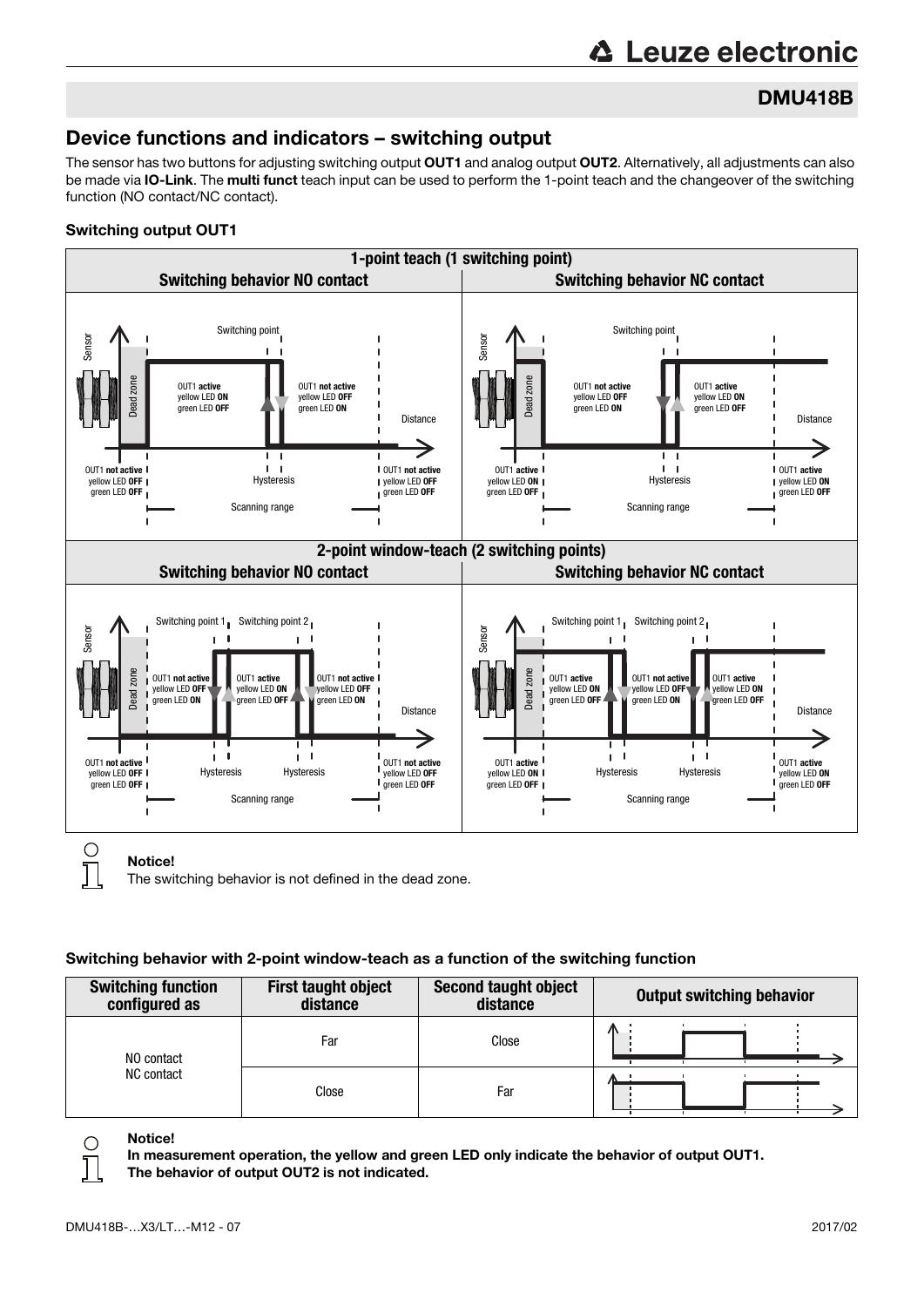## DMU418B

## Device functions and indicators – switching output

The sensor has two buttons for adjusting switching output **OUT1** and analog output **OUT2**. Alternatively, all adjustments can also be made via **IO-Link**. The **multi funct** teach input can be used to perform the 1-point teach and the changeover of the switching function (NO contact/NC contact).

### Switching output OUT1

**1-point teach (1 switching point)**

| Switching behavior NO contact | Switching behavior NC contact |
|---|---|
| Sensor, Dead zone, Switching point, Hysteresis, Scanning range, Distance. OUT1 **not active** yellow LED **OFF** green LED **OFF** (dead zone); OUT1 **active** yellow LED **ON** green LED **OFF**; OUT1 **not active** yellow LED **OFF** green LED **ON**; OUT1 **not active** yellow LED **OFF** green LED **OFF** (beyond scanning range) | Sensor, Dead zone, Switching point, Hysteresis, Scanning range, Distance. OUT1 **active** yellow LED **ON** green LED **OFF** (dead zone); OUT1 **not active** yellow LED **OFF** green LED **ON**; OUT1 **active** yellow LED **ON** green LED **OFF**; OUT1 **active** yellow LED **ON** green LED **OFF** (beyond scanning range) |

**2-point window-teach (2 switching points)**

| Switching behavior NO contact | Switching behavior NC contact |
|---|---|
| Sensor, Dead zone, Switching point 1, Switching point 2, Hysteresis, Hysteresis, Scanning range, Distance. OUT1 **not active** yellow LED **OFF** green LED **OFF** (dead zone); OUT1 **not active** yellow LED **OFF** green LED **ON**; OUT1 **active** yellow LED **ON** green LED **OFF**; OUT1 **not active** yellow LED **OFF** green LED **ON**; OUT1 **not active** yellow LED **OFF** green LED **OFF** (beyond scanning range) | Sensor, Dead zone, Switching point 1, Switching point 2, Hysteresis, Hysteresis, Scanning range, Distance. OUT1 **active** yellow LED **ON** green LED **OFF** (dead zone); OUT1 **active** yellow LED **ON** green LED **OFF**; OUT1 **not active** yellow LED **OFF** green LED **ON**; OUT1 **active** yellow LED **ON** green LED **OFF**; OUT1 **active** yellow LED **ON** green LED **OFF** (beyond scanning range) |

**Notice!**
The switching behavior is not defined in the dead zone.

### Switching behavior with 2-point window-teach as a function of the switching function

| Switching function configured as | First taught object distance | Second taught object distance | Output switching behavior |
|---|---|---|---|
| NO contact<br>NC contact | Far | Close | |
| | Close | Far | |

**Notice!**
**In measurement operation, the yellow and green LED only indicate the behavior of output OUT1. The behavior of output OUT2 is not indicated.**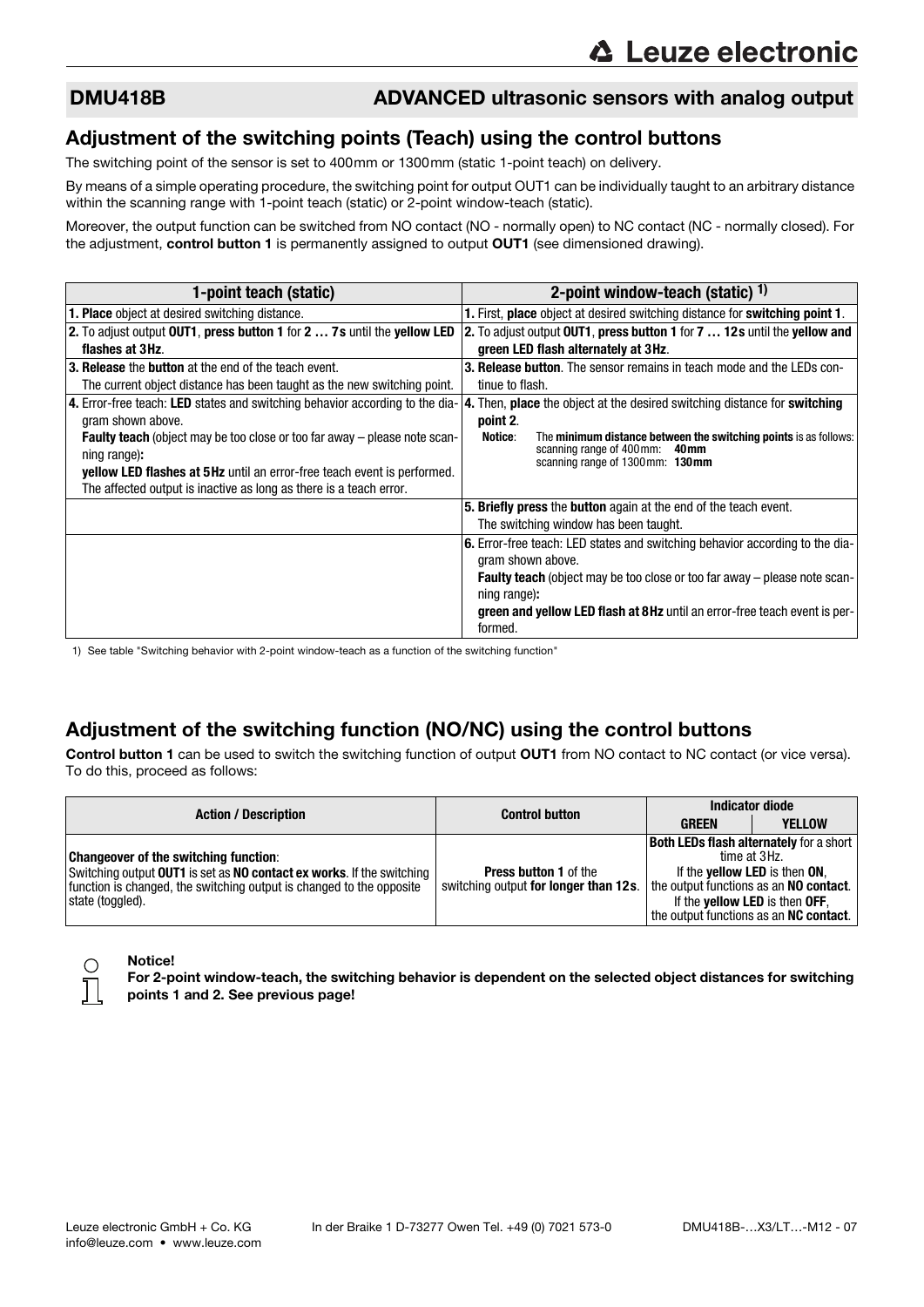## DMU418B ADVANCED ultrasonic sensors with analog output

## Adjustment of the switching points (Teach) using the control buttons

The switching point of the sensor is set to 400mm or 1300mm (static 1-point teach) on delivery.

By means of a simple operating procedure, the switching point for output OUT1 can be individually taught to an arbitrary distance within the scanning range with 1-point teach (static) or 2-point window-teach (static).

Moreover, the output function can be switched from NO contact (NO - normally open) to NC contact (NC - normally closed). For the adjustment, **control button 1** is permanently assigned to output **OUT1** (see dimensioned drawing).

| 1-point teach (static) | 2-point window-teach (static) [1] |
|---|---|
| **1. Place** object at desired switching distance. | **1.** First, **place** object at desired switching distance for **switching point 1**. |
| **2.** To adjust output **OUT1**, **press button 1** for **2 … 7s** until the **yellow LED flashes at 3Hz**. | **2.** To adjust output **OUT1**, **press button 1** for **7 … 12s** until the **yellow and green LED flash alternately at 3Hz**. |
| **3. Release** the **button** at the end of the teach event. The current object distance has been taught as the new switching point. | **3. Release button**. The sensor remains in teach mode and the LEDs continue to flash. |
| **4.** Error-free teach: **LED** states and switching behavior according to the diagram shown above. **Faulty teach** (object may be too close or too far away – please note scanning range)**: yellow LED flashes at 5Hz** until an error-free teach event is performed. The affected output is inactive as long as there is a teach error. | **4.** Then, **place** the object at the desired switching distance for **switching point 2**. **Notice**: The **minimum distance between the switching points** is as follows: scanning range of 400mm: **40mm**; scanning range of 1300mm: **130mm** |
| | **5. Briefly press** the **button** again at the end of the teach event. The switching window has been taught. |
| | **6.** Error-free teach: LED states and switching behavior according to the diagram shown above. **Faulty teach** (object may be too close or too far away – please note scanning range)**: green and yellow LED flash at 8Hz** until an error-free teach event is performed. |

1) See table "Switching behavior with 2-point window-teach as a function of the switching function"

## Adjustment of the switching function (NO/NC) using the control buttons

**Control button 1** can be used to switch the switching function of output **OUT1** from NO contact to NC contact (or vice versa). To do this, proceed as follows:

| Action / Description | Control button | Indicator diode GREEN | Indicator diode YELLOW |
|---|---|---|---|
| **Changeover of the switching function**: Switching output **OUT1** is set as **NO contact ex works**. If the switching function is changed, the switching output is changed to the opposite state (toggled). | **Press button 1** of the switching output **for longer than 12s**. | **Both LEDs flash alternately** for a short time at 3Hz. If the **yellow LED** is then **ON**, the output functions as an **NO contact**. If the **yellow LED** is then **OFF**, the output functions as an **NC contact**. | |

**Notice!**
**For 2-point window-teach, the switching behavior is dependent on the selected object distances for switching points 1 and 2. See previous page!**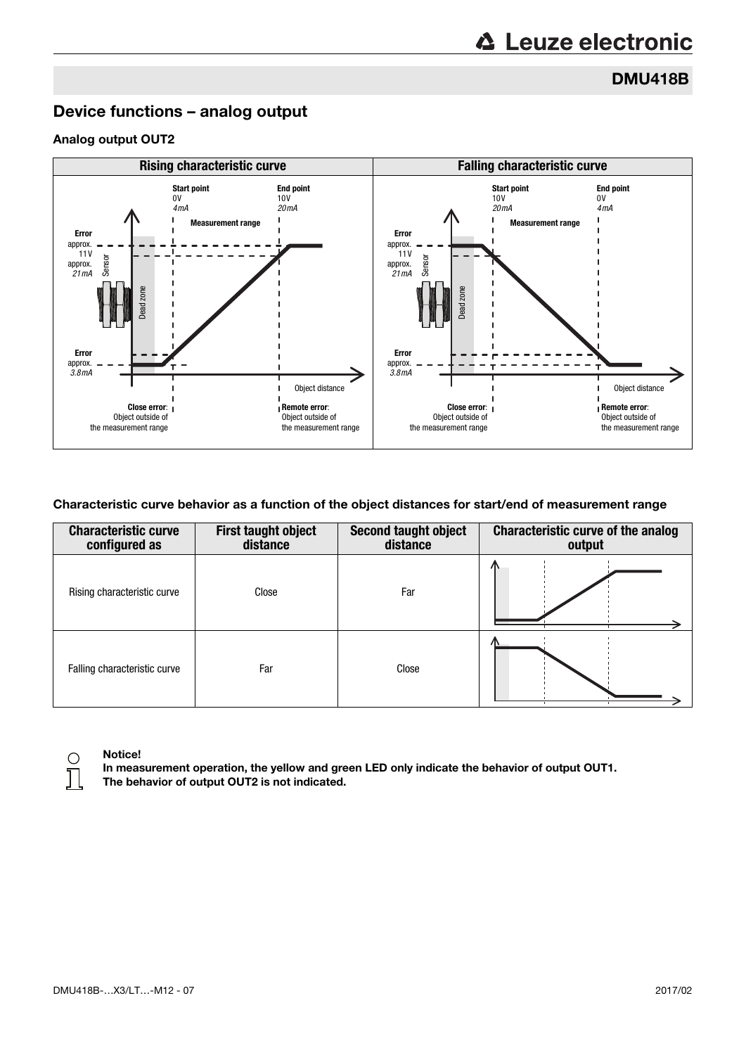## Device functions – analog output

### Analog output OUT2

| Rising characteristic curve | Falling characteristic curve |
|---|---|
| Start point 0V 4mA; End point 10V 20mA; Measurement range; Error approx. 11V approx. 21mA; Sensor; Dead zone; Error approx. 3.8mA; Object distance; Close error: Object outside of the measurement range; Remote error: Object outside of the measurement range | Start point 10V 20mA; End point 0V 4mA; Measurement range; Error approx. 11V approx. 21mA; Sensor; Dead zone; Error approx. 3.8mA; Object distance; Close error: Object outside of the measurement range; Remote error: Object outside of the measurement range |

**Characteristic curve behavior as a function of the object distances for start/end of measurement range**

| Characteristic curve configured as | First taught object distance | Second taught object distance | Characteristic curve of the analog output |
|---|---|---|---|
| Rising characteristic curve | Close | Far | |
| Falling characteristic curve | Far | Close | |

**Notice!**
**In measurement operation, the yellow and green LED only indicate the behavior of output OUT1.**
**The behavior of output OUT2 is not indicated.**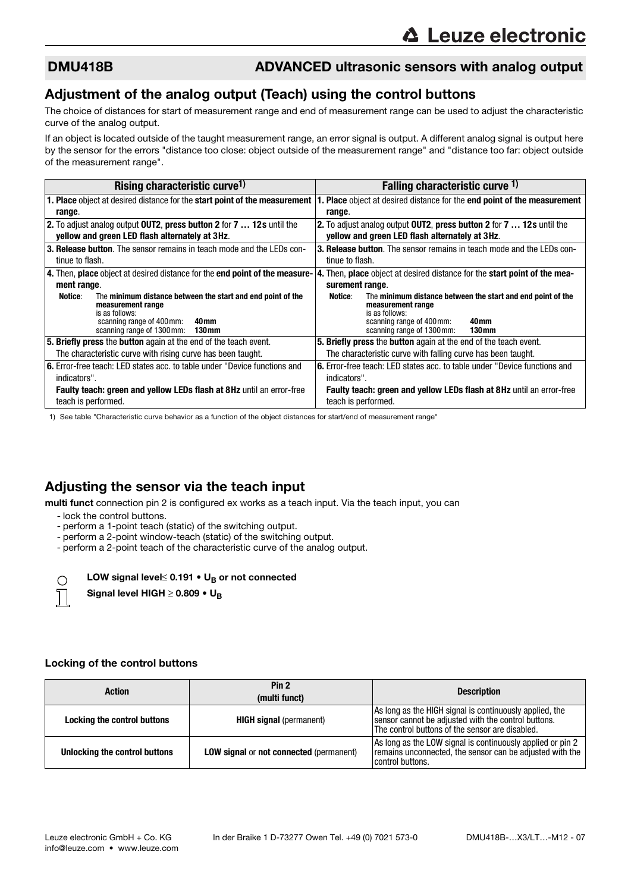## DMU418B ADVANCED ultrasonic sensors with analog output

## Adjustment of the analog output (Teach) using the control buttons

The choice of distances for start of measurement range and end of measurement range can be used to adjust the characteristic curve of the analog output.

If an object is located outside of the taught measurement range, an error signal is output. A different analog signal is output here by the sensor for the errors "distance too close: object outside of the measurement range" and "distance too far: object outside of the measurement range".

| Rising characteristic curve[1)] | Falling characteristic curve [1)] |
|---|---|
| **1. Place** object at desired distance for the **start point of the measurement range**. | **1. Place** object at desired distance for the **end point of the measurement range**. |
| **2.** To adjust analog output **OUT2**, **press button 2** for **7 … 12s** until the **yellow and green LED flash alternately at 3Hz**. | **2.** To adjust analog output **OUT2**, **press button 2** for **7 … 12s** until the **yellow and green LED flash alternately at 3Hz**. |
| **3. Release button**. The sensor remains in teach mode and the LEDs continue to flash. | **3. Release button**. The sensor remains in teach mode and the LEDs continue to flash. |
| **4.** Then, **place** object at desired distance for the **end point of the measurement range**. **Notice**: The **minimum distance between the start and end point of the measurement range** is as follows: scanning range of 400mm: **40mm**; scanning range of 1300mm: **130mm** | **4.** Then, **place** object at desired distance for the **start point of the measurement range**. **Notice**: The **minimum distance between the start and end point of the measurement range** is as follows: scanning range of 400mm: **40mm**; scanning range of 1300mm: **130mm** |
| **5. Briefly press** the **button** again at the end of the teach event. The characteristic curve with rising curve has been taught. | **5. Briefly press** the **button** again at the end of the teach event. The characteristic curve with falling curve has been taught. |
| **6.** Error-free teach: LED states acc. to table under "Device functions and indicators". **Faulty teach: green and yellow LEDs flash at 8Hz** until an error-free teach is performed. | **6.** Error-free teach: LED states acc. to table under "Device functions and indicators". **Faulty teach: green and yellow LEDs flash at 8Hz** until an error-free teach is performed. |

1) See table "Characteristic curve behavior as a function of the object distances for start/end of measurement range"

## Adjusting the sensor via the teach input

**multi funct** connection pin 2 is configured ex works as a teach input. Via the teach input, you can

- lock the control buttons.
- perform a 1-point teach (static) of the switching output.
- perform a 2-point window-teach (static) of the switching output.
- perform a 2-point teach of the characteristic curve of the analog output.

**LOW signal level $\leq 0.191 \cdot U_B$ or not connected**

**Signal level HIGH $\geq 0.809 \cdot U_B$**

#### Locking of the control buttons

| Action | Pin 2 (multi funct) | Description |
|---|---|---|
| **Locking the control buttons** | **HIGH signal** (permanent) | As long as the HIGH signal is continuously applied, the sensor cannot be adjusted with the control buttons. The control buttons of the sensor are disabled. |
| **Unlocking the control buttons** | **LOW signal** or **not connected** (permanent) | As long as the LOW signal is continuously applied or pin 2 remains unconnected, the sensor can be adjusted with the control buttons. |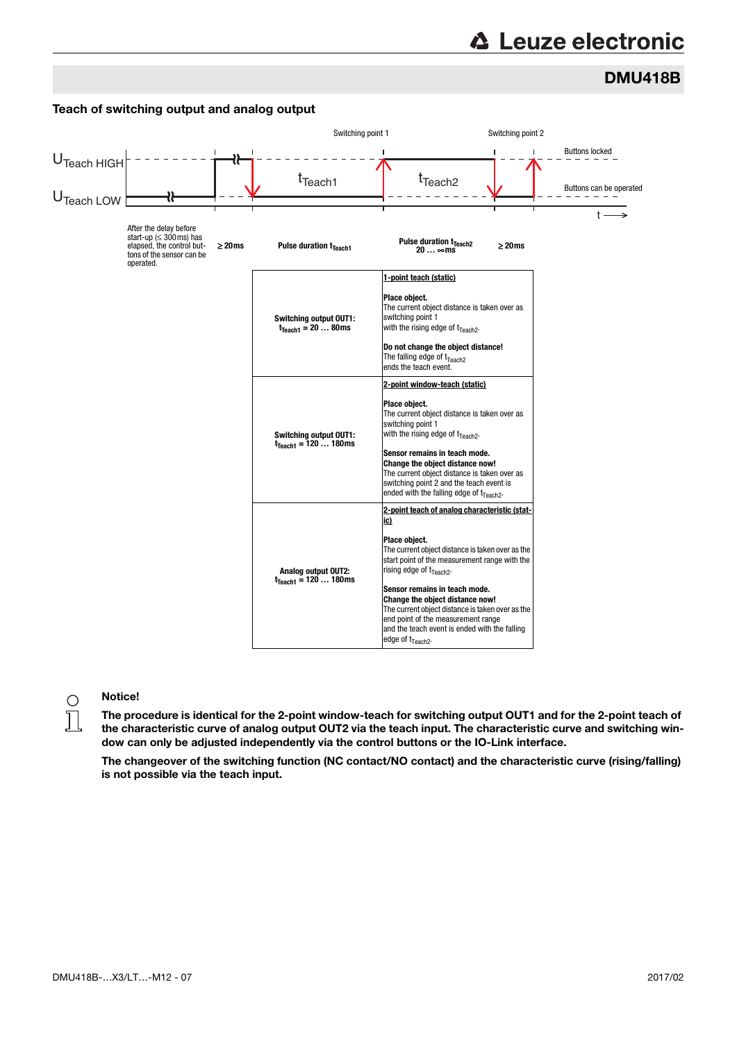## Teach of switching output and analog output

Switching point 1 — Switching point 2

$U_{Teach\ HIGH}$ — Buttons locked

$U_{Teach\ LOW}$ — Buttons can be operated

$t_{Teach1}$ — $t_{Teach2}$ — t

| After the delay before start-up (≤ 300ms) has elapsed, the control buttons of the sensor can be operated. | ≥ 20ms | Pulse duration $t_{Teach1}$ | Pulse duration $t_{Teach2}$ 20 … ∞ms | ≥ 20ms |
|---|---|---|---|---|

| | |
|---|---|
| **Switching output OUT1:** $t_{Teach1}$ = 20 … 80ms | 1-point teach (static)<br><br>**Place object.**<br>The current object distance is taken over as switching point 1 with the rising edge of $t_{Teach2}$.<br><br>**Do not change the object distance!**<br>The falling edge of $t_{Teach2}$ ends the teach event. |
| **Switching output OUT1:** $t_{Teach1}$ = 120 … 180ms | 2-point window-teach (static)<br><br>**Place object.**<br>The current object distance is taken over as switching point 1 with the rising edge of $t_{Teach2}$.<br><br>**Sensor remains in teach mode.**<br>**Change the object distance now!**<br>The current object distance is taken over as switching point 2 and the teach event is ended with the falling edge of $t_{Teach2}$. |
| **Analog output OUT2:** $t_{Teach1}$ = 120 … 180ms | 2-point teach of analog characteristic (static)<br><br>**Place object.**<br>The current object distance is taken over as the start point of the measurement range with the rising edge of $t_{Teach2}$.<br><br>**Sensor remains in teach mode.**<br>**Change the object distance now!**<br>The current object distance is taken over as the end point of the measurement range and the teach event is ended with the falling edge of $t_{Teach2}$. |

**Notice!**

**The procedure is identical for the 2-point window-teach for switching output OUT1 and for the 2-point teach of the characteristic curve of analog output OUT2 via the teach input. The characteristic curve and switching window can only be adjusted independently via the control buttons or the IO-Link interface.**

**The changeover of the switching function (NC contact/NO contact) and the characteristic curve (rising/falling) is not possible via the teach input.**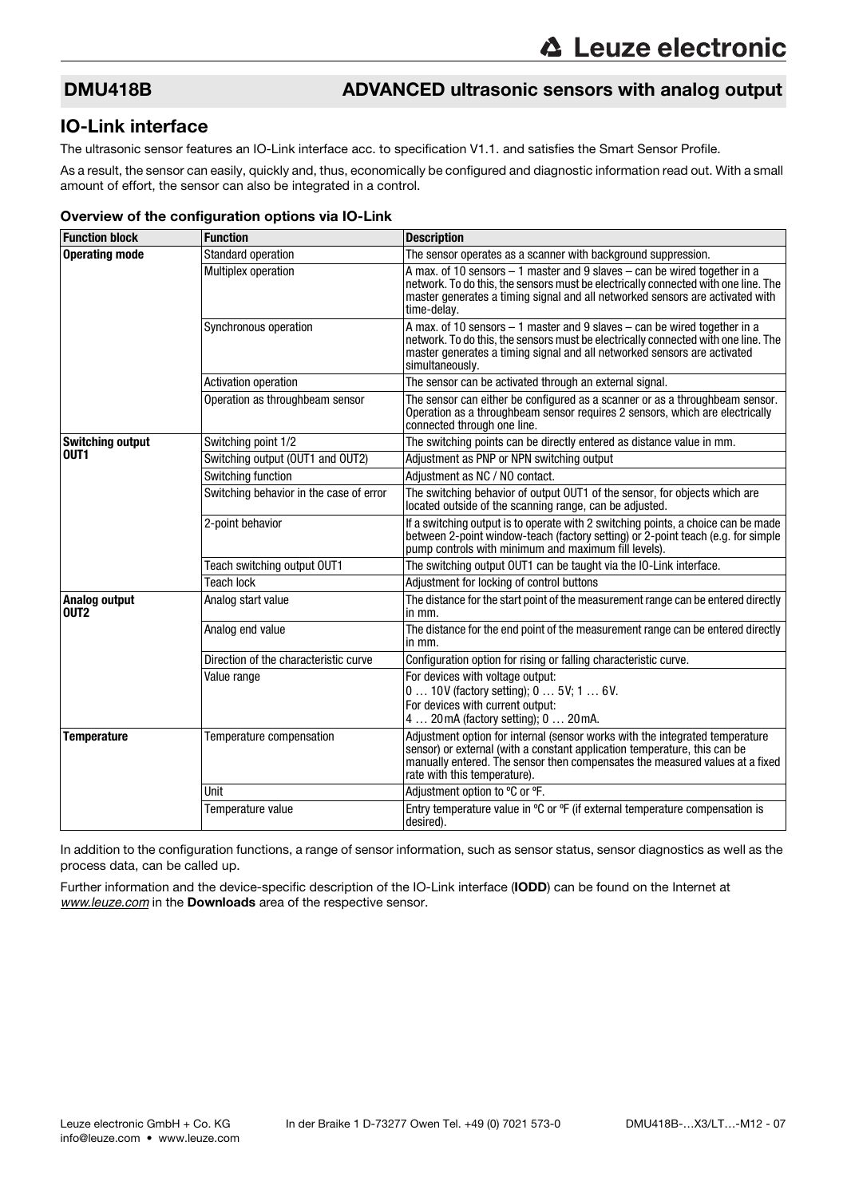## DMU418B ADVANCED ultrasonic sensors with analog output

## IO-Link interface

The ultrasonic sensor features an IO-Link interface acc. to specification V1.1. and satisfies the Smart Sensor Profile.

As a result, the sensor can easily, quickly and, thus, economically be configured and diagnostic information read out. With a small amount of effort, the sensor can also be integrated in a control.

### Overview of the configuration options via IO-Link

| Function block | Function | Description |
|---|---|---|
| **Operating mode** | Standard operation | The sensor operates as a scanner with background suppression. |
| | Multiplex operation | A max. of 10 sensors – 1 master and 9 slaves – can be wired together in a network. To do this, the sensors must be electrically connected with one line. The master generates a timing signal and all networked sensors are activated with time-delay. |
| | Synchronous operation | A max. of 10 sensors – 1 master and 9 slaves – can be wired together in a network. To do this, the sensors must be electrically connected with one line. The master generates a timing signal and all networked sensors are activated simultaneously. |
| | Activation operation | The sensor can be activated through an external signal. |
| | Operation as throughbeam sensor | The sensor can either be configured as a scanner or as a throughbeam sensor. Operation as a throughbeam sensor requires 2 sensors, which are electrically connected through one line. |
| **Switching output OUT1** | Switching point 1/2 | The switching points can be directly entered as distance value in mm. |
| | Switching output (OUT1 and OUT2) | Adjustment as PNP or NPN switching output |
| | Switching function | Adjustment as NC / NO contact. |
| | Switching behavior in the case of error | The switching behavior of output OUT1 of the sensor, for objects which are located outside of the scanning range, can be adjusted. |
| | 2-point behavior | If a switching output is to operate with 2 switching points, a choice can be made between 2-point window-teach (factory setting) or 2-point teach (e.g. for simple pump controls with minimum and maximum fill levels). |
| | Teach switching output OUT1 | The switching output OUT1 can be taught via the IO-Link interface. |
| | Teach lock | Adjustment for locking of control buttons |
| **Analog output OUT2** | Analog start value | The distance for the start point of the measurement range can be entered directly in mm. |
| | Analog end value | The distance for the end point of the measurement range can be entered directly in mm. |
| | Direction of the characteristic curve | Configuration option for rising or falling characteristic curve. |
| | Value range | For devices with voltage output:<br>0 … 10V (factory setting); 0 … 5V; 1 … 6V.<br>For devices with current output:<br>4 … 20mA (factory setting); 0 … 20mA. |
| **Temperature** | Temperature compensation | Adjustment option for internal (sensor works with the integrated temperature sensor) or external (with a constant application temperature, this can be manually entered. The sensor then compensates the measured values at a fixed rate with this temperature). |
| | Unit | Adjustment option to °C or °F. |
| | Temperature value | Entry temperature value in °C or °F (if external temperature compensation is desired). |

In addition to the configuration functions, a range of sensor information, such as sensor status, sensor diagnostics as well as the process data, can be called up.

Further information and the device-specific description of the IO-Link interface (**IODD**) can be found on the Internet at *www.leuze.com* in the **Downloads** area of the respective sensor.